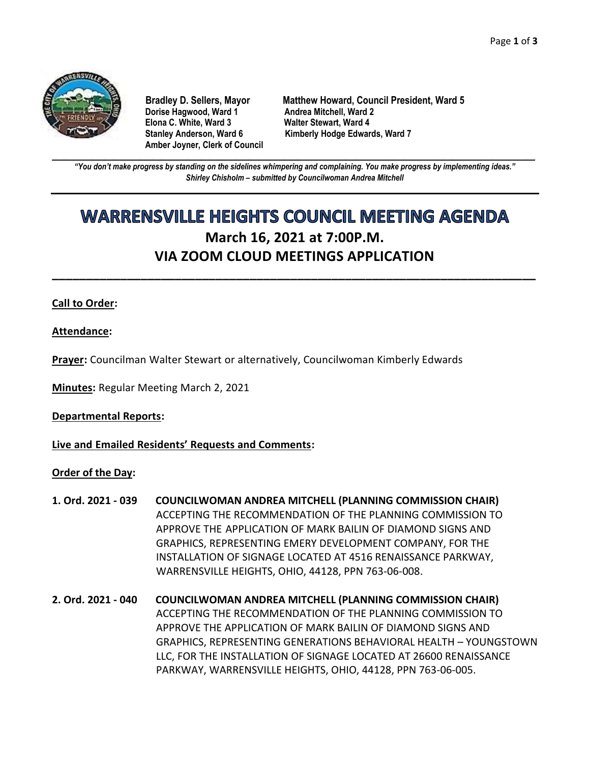Bradley D. Sellers, Mayor
Matthew Howard, Council President, Ward 5
Dorise Hagwood, Ward 1
Andrea Mitchell, Ward 2
Elona C. White, Ward 3
Walter Stewart, Ward 4
Stanley Anderson, Ward 6
Kimberly Hodge Edwards, Ward 7
Amber Joyner, Clerk of Council

*"You don't make progress by standing on the sidelines whimpering and complaining. You make progress by implementing ideas."*
*Shirley Chisholm – submitted by Councilwoman Andrea Mitchell*

# WARRENSVILLE HEIGHTS COUNCIL MEETING AGENDA

## March 16, 2021 at 7:00P.M.
## VIA ZOOM CLOUD MEETINGS APPLICATION

**Call to Order:**

**Attendance:**

**Prayer:** Councilman Walter Stewart or alternatively, Councilwoman Kimberly Edwards

**Minutes:** Regular Meeting March 2, 2021

**Departmental Reports:**

**Live and Emailed Residents' Requests and Comments:**

**Order of the Day:**

**1. Ord. 2021 - 039 COUNCILWOMAN ANDREA MITCHELL (PLANNING COMMISSION CHAIR)**
ACCEPTING THE RECOMMENDATION OF THE PLANNING COMMISSION TO APPROVE THE APPLICATION OF MARK BAILIN OF DIAMOND SIGNS AND GRAPHICS, REPRESENTING EMERY DEVELOPMENT COMPANY, FOR THE INSTALLATION OF SIGNAGE LOCATED AT 4516 RENAISSANCE PARKWAY, WARRENSVILLE HEIGHTS, OHIO, 44128, PPN 763-06-008.

**2. Ord. 2021 - 040 COUNCILWOMAN ANDREA MITCHELL (PLANNING COMMISSION CHAIR)**
ACCEPTING THE RECOMMENDATION OF THE PLANNING COMMISSION TO APPROVE THE APPLICATION OF MARK BAILIN OF DIAMOND SIGNS AND GRAPHICS, REPRESENTING GENERATIONS BEHAVIORAL HEALTH – YOUNGSTOWN LLC, FOR THE INSTALLATION OF SIGNAGE LOCATED AT 26600 RENAISSANCE PARKWAY, WARRENSVILLE HEIGHTS, OHIO, 44128, PPN 763-06-005.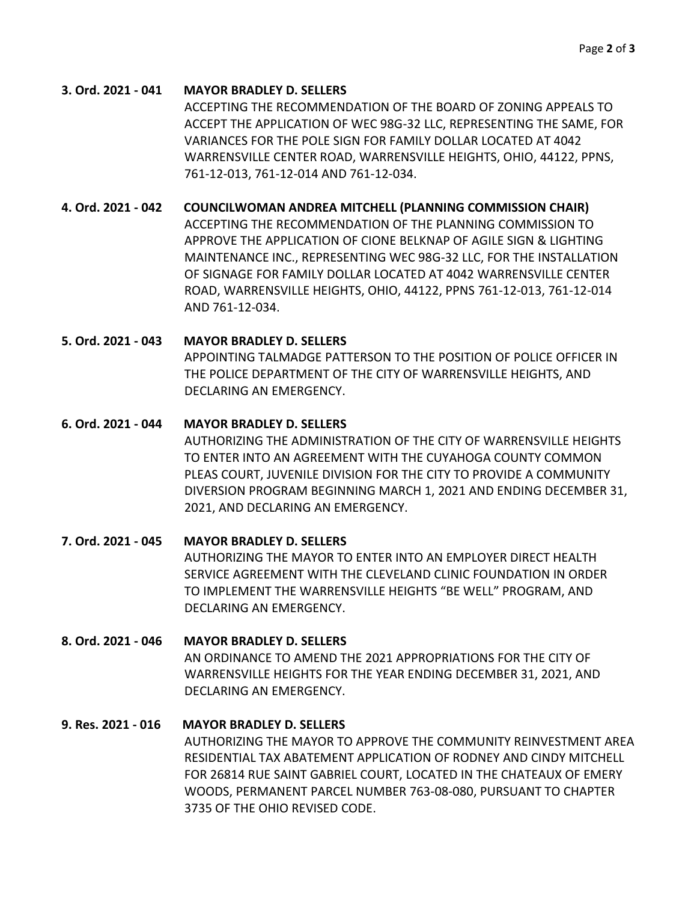**3. Ord. 2021 - 041 MAYOR BRADLEY D. SELLERS**

ACCEPTING THE RECOMMENDATION OF THE BOARD OF ZONING APPEALS TO ACCEPT THE APPLICATION OF WEC 98G-32 LLC, REPRESENTING THE SAME, FOR VARIANCES FOR THE POLE SIGN FOR FAMILY DOLLAR LOCATED AT 4042 WARRENSVILLE CENTER ROAD, WARRENSVILLE HEIGHTS, OHIO, 44122, PPNS, 761-12-013, 761-12-014 AND 761-12-034.

**4. Ord. 2021 - 042 COUNCILWOMAN ANDREA MITCHELL (PLANNING COMMISSION CHAIR)**

ACCEPTING THE RECOMMENDATION OF THE PLANNING COMMISSION TO APPROVE THE APPLICATION OF CIONE BELKNAP OF AGILE SIGN & LIGHTING MAINTENANCE INC., REPRESENTING WEC 98G-32 LLC, FOR THE INSTALLATION OF SIGNAGE FOR FAMILY DOLLAR LOCATED AT 4042 WARRENSVILLE CENTER ROAD, WARRENSVILLE HEIGHTS, OHIO, 44122, PPNS 761-12-013, 761-12-014 AND 761-12-034.

**5. Ord. 2021 - 043 MAYOR BRADLEY D. SELLERS**

APPOINTING TALMADGE PATTERSON TO THE POSITION OF POLICE OFFICER IN THE POLICE DEPARTMENT OF THE CITY OF WARRENSVILLE HEIGHTS, AND DECLARING AN EMERGENCY.

**6. Ord. 2021 - 044 MAYOR BRADLEY D. SELLERS**

AUTHORIZING THE ADMINISTRATION OF THE CITY OF WARRENSVILLE HEIGHTS TO ENTER INTO AN AGREEMENT WITH THE CUYAHOGA COUNTY COMMON PLEAS COURT, JUVENILE DIVISION FOR THE CITY TO PROVIDE A COMMUNITY DIVERSION PROGRAM BEGINNING MARCH 1, 2021 AND ENDING DECEMBER 31, 2021, AND DECLARING AN EMERGENCY.

**7. Ord. 2021 - 045 MAYOR BRADLEY D. SELLERS**

AUTHORIZING THE MAYOR TO ENTER INTO AN EMPLOYER DIRECT HEALTH SERVICE AGREEMENT WITH THE CLEVELAND CLINIC FOUNDATION IN ORDER TO IMPLEMENT THE WARRENSVILLE HEIGHTS "BE WELL" PROGRAM, AND DECLARING AN EMERGENCY.

**8. Ord. 2021 - 046 MAYOR BRADLEY D. SELLERS**

AN ORDINANCE TO AMEND THE 2021 APPROPRIATIONS FOR THE CITY OF WARRENSVILLE HEIGHTS FOR THE YEAR ENDING DECEMBER 31, 2021, AND DECLARING AN EMERGENCY.

**9. Res. 2021 - 016 MAYOR BRADLEY D. SELLERS**

AUTHORIZING THE MAYOR TO APPROVE THE COMMUNITY REINVESTMENT AREA RESIDENTIAL TAX ABATEMENT APPLICATION OF RODNEY AND CINDY MITCHELL FOR 26814 RUE SAINT GABRIEL COURT, LOCATED IN THE CHATEAUX OF EMERY WOODS, PERMANENT PARCEL NUMBER 763-08-080, PURSUANT TO CHAPTER 3735 OF THE OHIO REVISED CODE.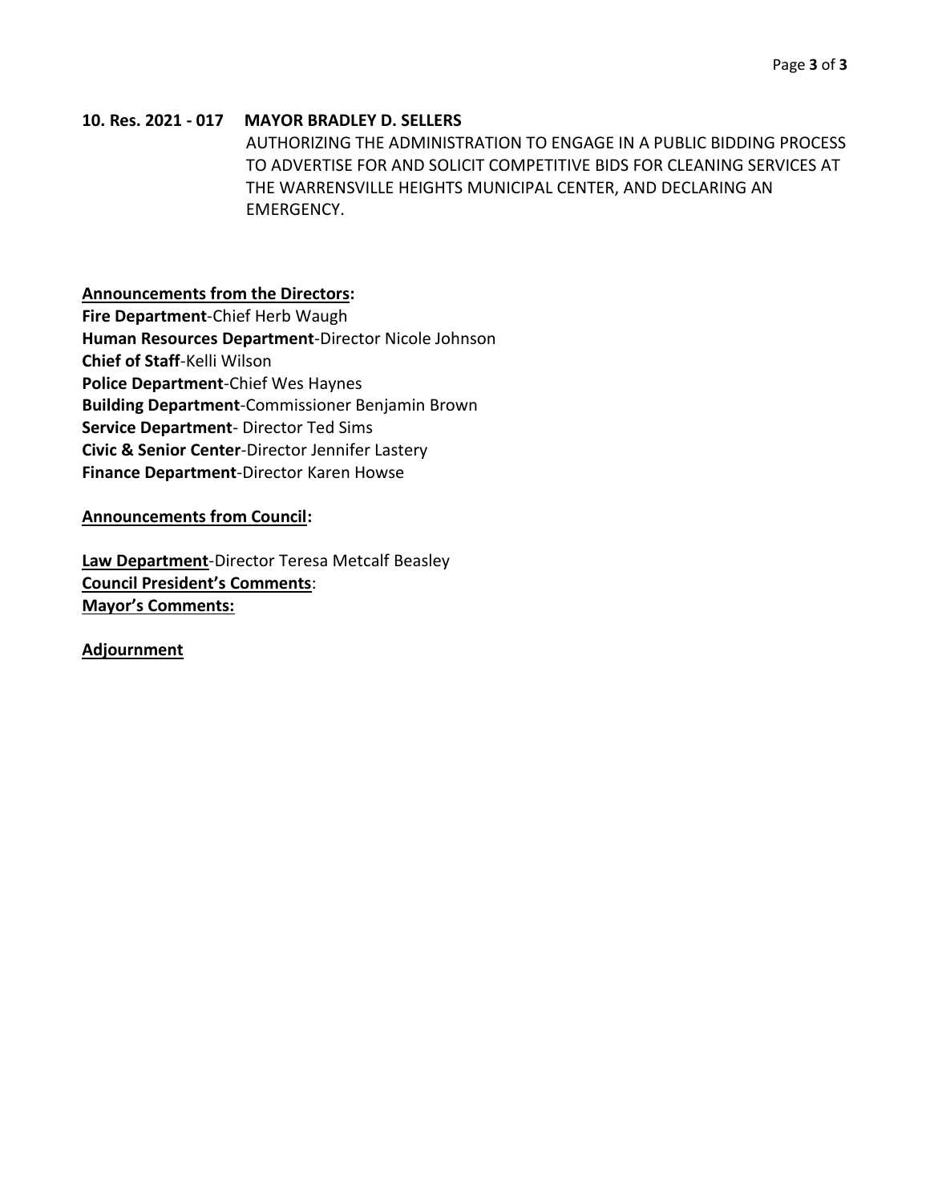**10. Res. 2021 - 017 MAYOR BRADLEY D. SELLERS**

AUTHORIZING THE ADMINISTRATION TO ENGAGE IN A PUBLIC BIDDING PROCESS TO ADVERTISE FOR AND SOLICIT COMPETITIVE BIDS FOR CLEANING SERVICES AT THE WARRENSVILLE HEIGHTS MUNICIPAL CENTER, AND DECLARING AN EMERGENCY.

**Announcements from the Directors:**

**Fire Department**-Chief Herb Waugh
**Human Resources Department**-Director Nicole Johnson
**Chief of Staff**-Kelli Wilson
**Police Department**-Chief Wes Haynes
**Building Department**-Commissioner Benjamin Brown
**Service Department**- Director Ted Sims
**Civic & Senior Center**-Director Jennifer Lastery
**Finance Department**-Director Karen Howse

**Announcements from Council:**

**Law Department**-Director Teresa Metcalf Beasley
**Council President's Comments**:
**Mayor's Comments:**

**Adjournment**